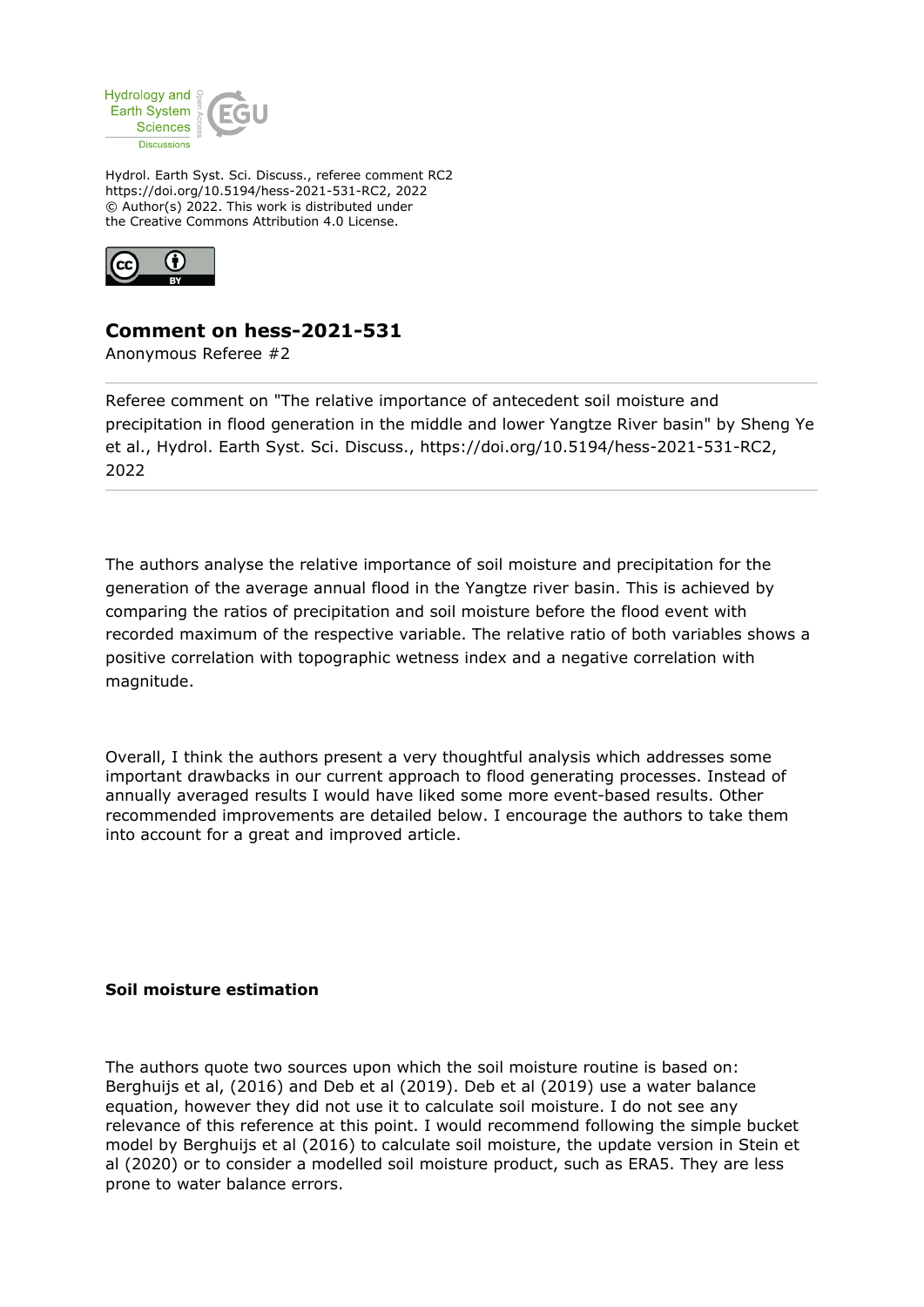Hydrol. Earth Syst. Sci. Discuss., referee comment RC2
https://doi.org/10.5194/hess-2021-531-RC2, 2022
© Author(s) 2022. This work is distributed under
the Creative Commons Attribution 4.0 License.

# Comment on hess-2021-531

Anonymous Referee #2

Referee comment on "The relative importance of antecedent soil moisture and precipitation in flood generation in the middle and lower Yangtze River basin" by Sheng Ye et al., Hydrol. Earth Syst. Sci. Discuss., https://doi.org/10.5194/hess-2021-531-RC2, 2022

The authors analyse the relative importance of soil moisture and precipitation for the generation of the average annual flood in the Yangtze river basin. This is achieved by comparing the ratios of precipitation and soil moisture before the flood event with recorded maximum of the respective variable. The relative ratio of both variables shows a positive correlation with topographic wetness index and a negative correlation with magnitude.

Overall, I think the authors present a very thoughtful analysis which addresses some important drawbacks in our current approach to flood generating processes. Instead of annually averaged results I would have liked some more event-based results. Other recommended improvements are detailed below. I encourage the authors to take them into account for a great and improved article.

**Soil moisture estimation**

The authors quote two sources upon which the soil moisture routine is based on: Berghuijs et al, (2016) and Deb et al (2019). Deb et al (2019) use a water balance equation, however they did not use it to calculate soil moisture. I do not see any relevance of this reference at this point. I would recommend following the simple bucket model by Berghuijs et al (2016) to calculate soil moisture, the update version in Stein et al (2020) or to consider a modelled soil moisture product, such as ERA5. They are less prone to water balance errors.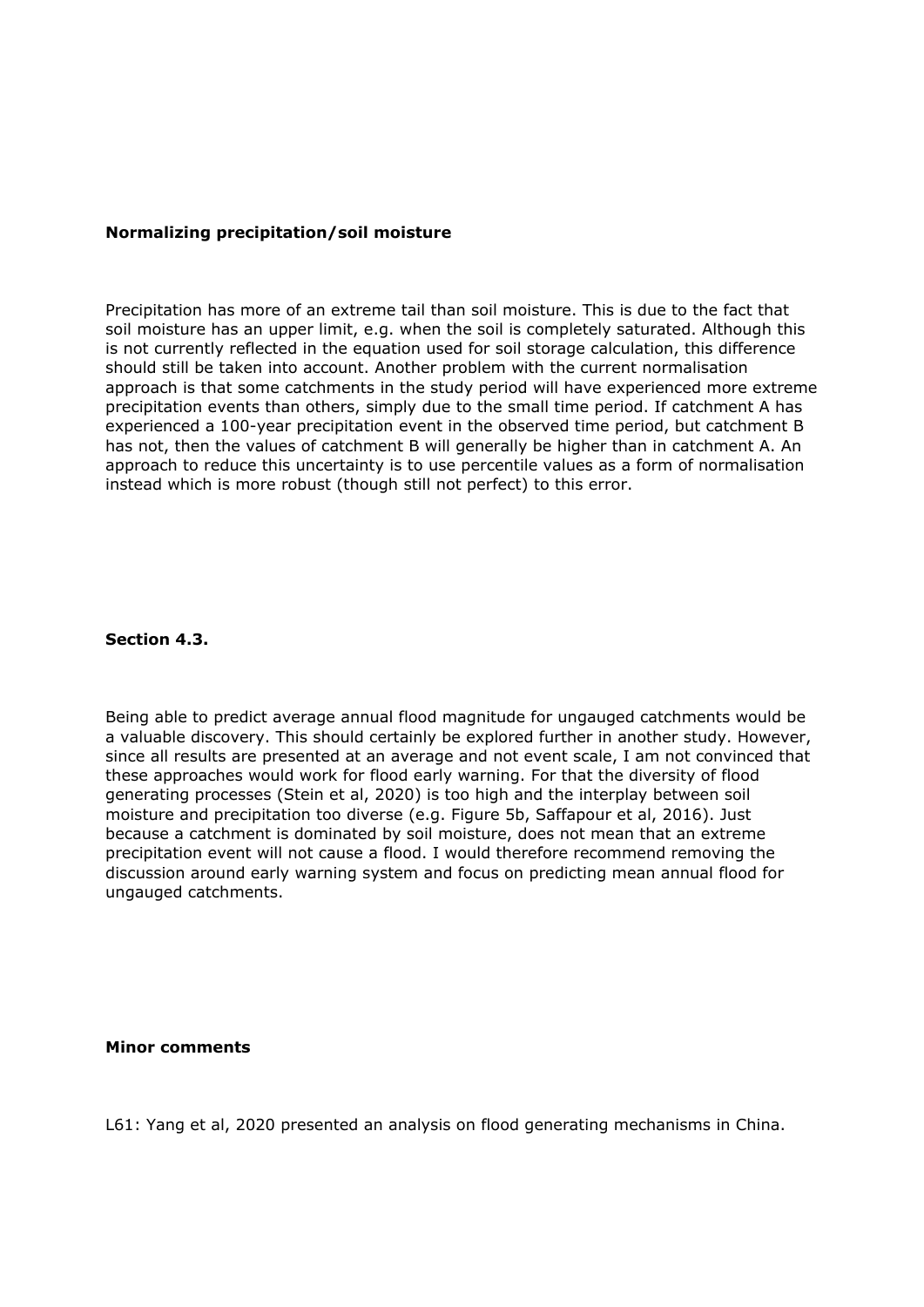**Normalizing precipitation/soil moisture**

Precipitation has more of an extreme tail than soil moisture. This is due to the fact that soil moisture has an upper limit, e.g. when the soil is completely saturated. Although this is not currently reflected in the equation used for soil storage calculation, this difference should still be taken into account. Another problem with the current normalisation approach is that some catchments in the study period will have experienced more extreme precipitation events than others, simply due to the small time period. If catchment A has experienced a 100-year precipitation event in the observed time period, but catchment B has not, then the values of catchment B will generally be higher than in catchment A. An approach to reduce this uncertainty is to use percentile values as a form of normalisation instead which is more robust (though still not perfect) to this error.

**Section 4.3.**

Being able to predict average annual flood magnitude for ungauged catchments would be a valuable discovery. This should certainly be explored further in another study. However, since all results are presented at an average and not event scale, I am not convinced that these approaches would work for flood early warning. For that the diversity of flood generating processes (Stein et al, 2020) is too high and the interplay between soil moisture and precipitation too diverse (e.g. Figure 5b, Saffapour et al, 2016). Just because a catchment is dominated by soil moisture, does not mean that an extreme precipitation event will not cause a flood. I would therefore recommend removing the discussion around early warning system and focus on predicting mean annual flood for ungauged catchments.

**Minor comments**

L61: Yang et al, 2020 presented an analysis on flood generating mechanisms in China.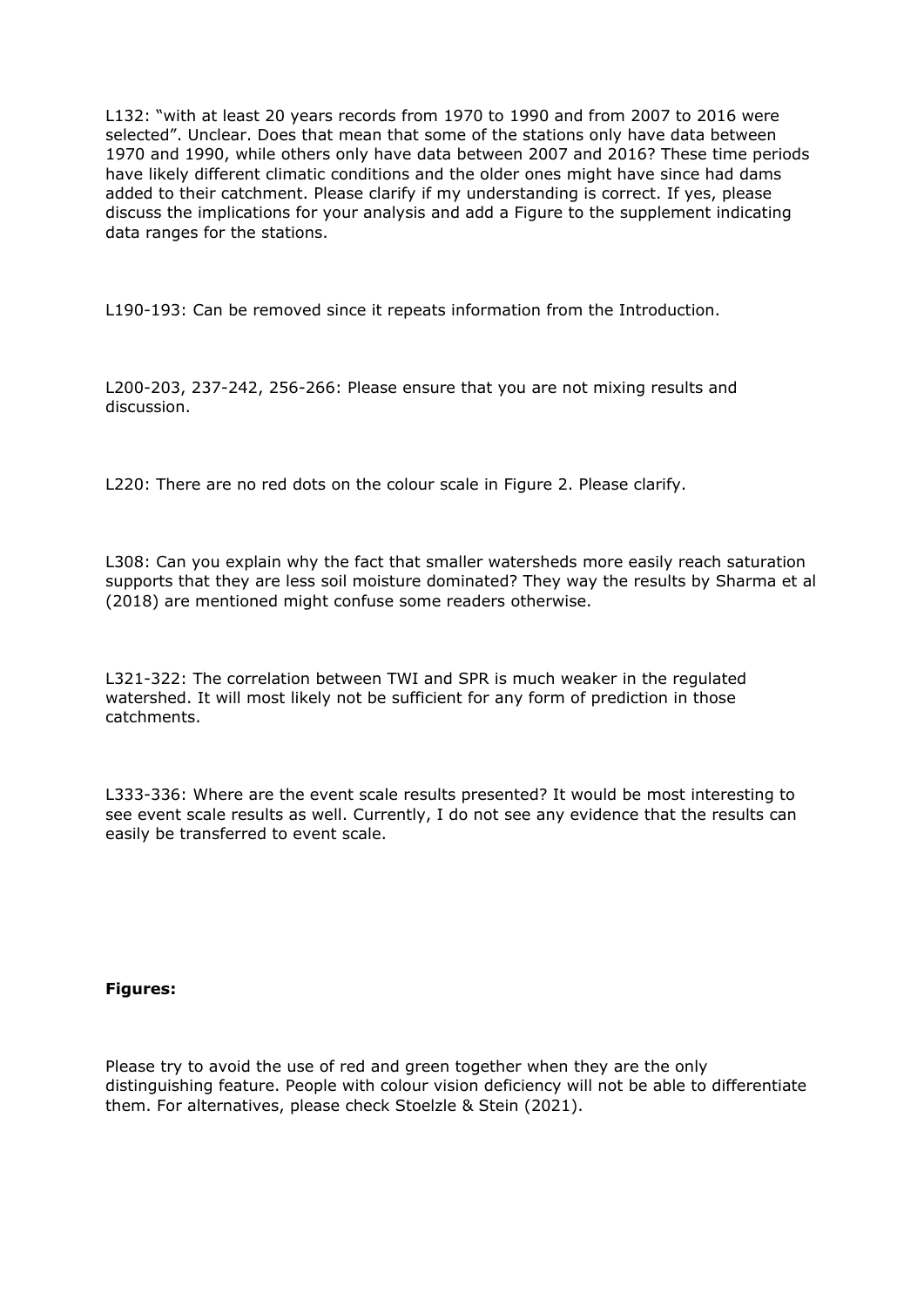L132: “with at least 20 years records from 1970 to 1990 and from 2007 to 2016 were selected”. Unclear. Does that mean that some of the stations only have data between 1970 and 1990, while others only have data between 2007 and 2016? These time periods have likely different climatic conditions and the older ones might have since had dams added to their catchment. Please clarify if my understanding is correct. If yes, please discuss the implications for your analysis and add a Figure to the supplement indicating data ranges for the stations.

L190-193: Can be removed since it repeats information from the Introduction.

L200-203, 237-242, 256-266: Please ensure that you are not mixing results and discussion.

L220: There are no red dots on the colour scale in Figure 2. Please clarify.

L308: Can you explain why the fact that smaller watersheds more easily reach saturation supports that they are less soil moisture dominated? They way the results by Sharma et al (2018) are mentioned might confuse some readers otherwise.

L321-322: The correlation between TWI and SPR is much weaker in the regulated watershed. It will most likely not be sufficient for any form of prediction in those catchments.

L333-336: Where are the event scale results presented? It would be most interesting to see event scale results as well. Currently, I do not see any evidence that the results can easily be transferred to event scale.

**Figures:**

Please try to avoid the use of red and green together when they are the only distinguishing feature. People with colour vision deficiency will not be able to differentiate them. For alternatives, please check Stoelzle & Stein (2021).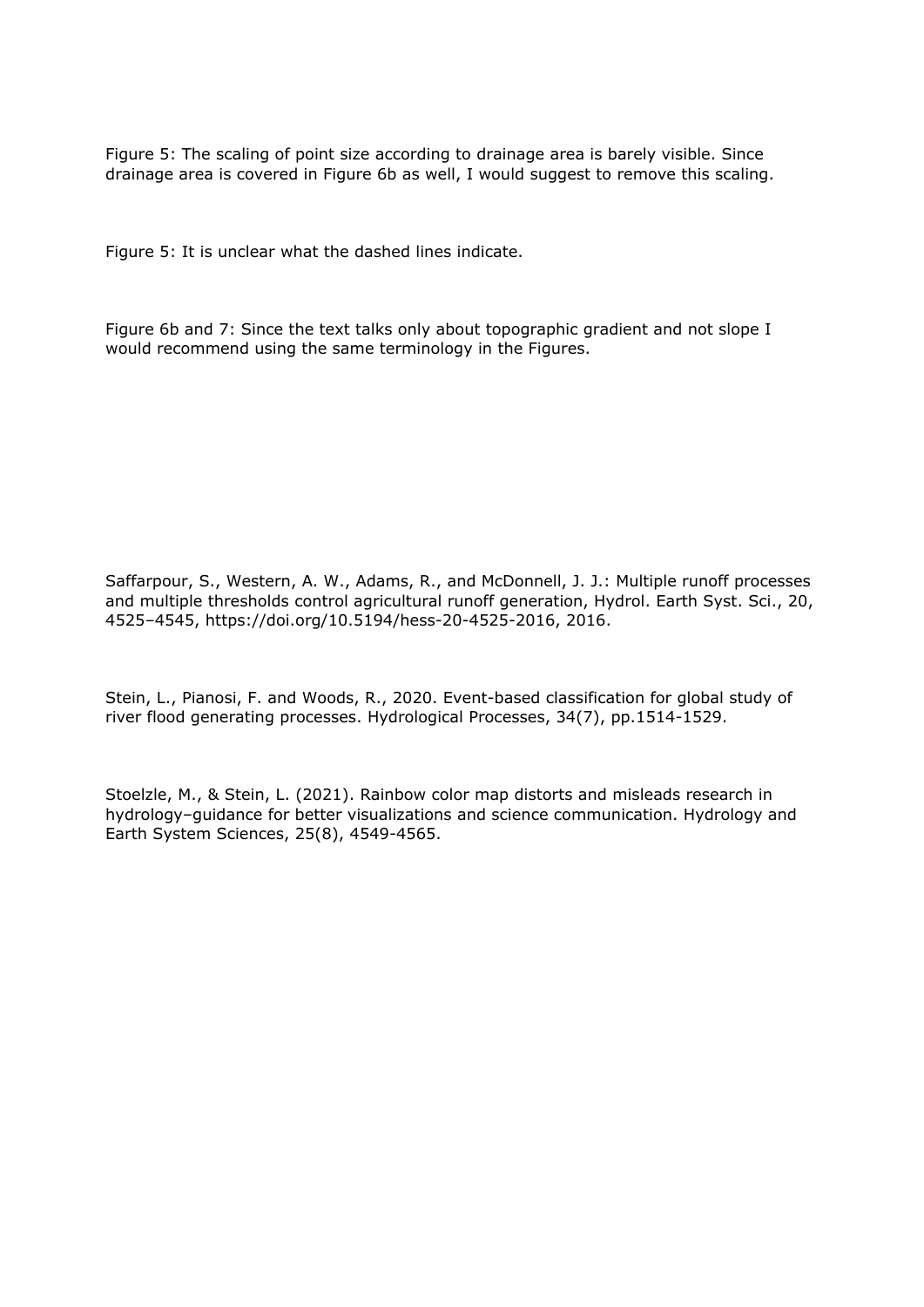Figure 5: The scaling of point size according to drainage area is barely visible. Since drainage area is covered in Figure 6b as well, I would suggest to remove this scaling.

Figure 5: It is unclear what the dashed lines indicate.

Figure 6b and 7: Since the text talks only about topographic gradient and not slope I would recommend using the same terminology in the Figures.

Saffarpour, S., Western, A. W., Adams, R., and McDonnell, J. J.: Multiple runoff processes and multiple thresholds control agricultural runoff generation, Hydrol. Earth Syst. Sci., 20, 4525–4545, https://doi.org/10.5194/hess-20-4525-2016, 2016.

Stein, L., Pianosi, F. and Woods, R., 2020. Event-based classification for global study of river flood generating processes. Hydrological Processes, 34(7), pp.1514-1529.

Stoelzle, M., & Stein, L. (2021). Rainbow color map distorts and misleads research in hydrology–guidance for better visualizations and science communication. Hydrology and Earth System Sciences, 25(8), 4549-4565.